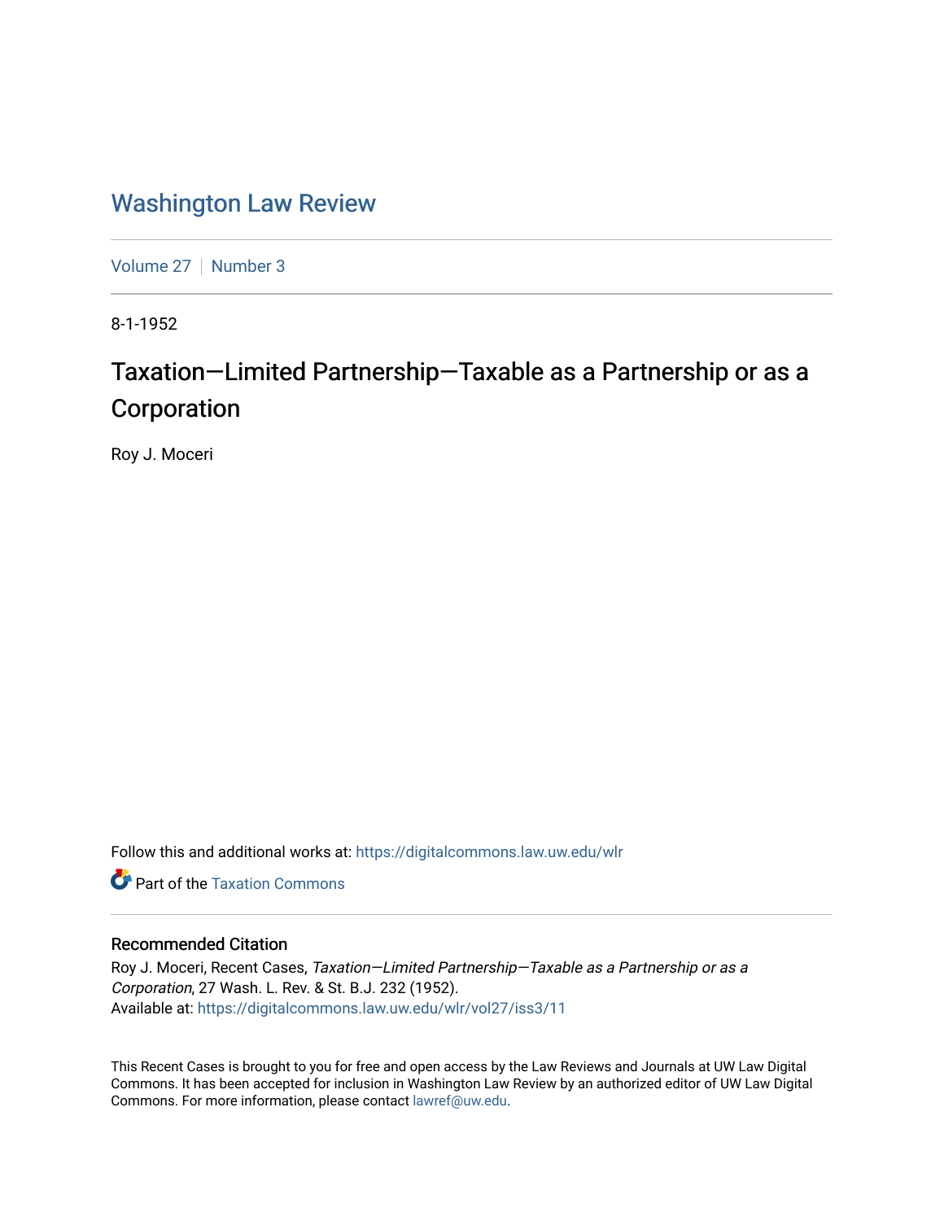# Washington Law Review

Volume 27 | Number 3

8-1-1952

## Taxation—Limited Partnership—Taxable as a Partnership or as a Corporation

Roy J. Moceri

Follow this and additional works at: https://digitalcommons.law.uw.edu/wlr

Part of the Taxation Commons

### Recommended Citation

Roy J. Moceri, Recent Cases, *Taxation—Limited Partnership—Taxable as a Partnership or as a Corporation*, 27 Wash. L. Rev. & St. B.J. 232 (1952).
Available at: https://digitalcommons.law.uw.edu/wlr/vol27/iss3/11

This Recent Cases is brought to you for free and open access by the Law Reviews and Journals at UW Law Digital Commons. It has been accepted for inclusion in Washington Law Review by an authorized editor of UW Law Digital Commons. For more information, please contact lawref@uw.edu.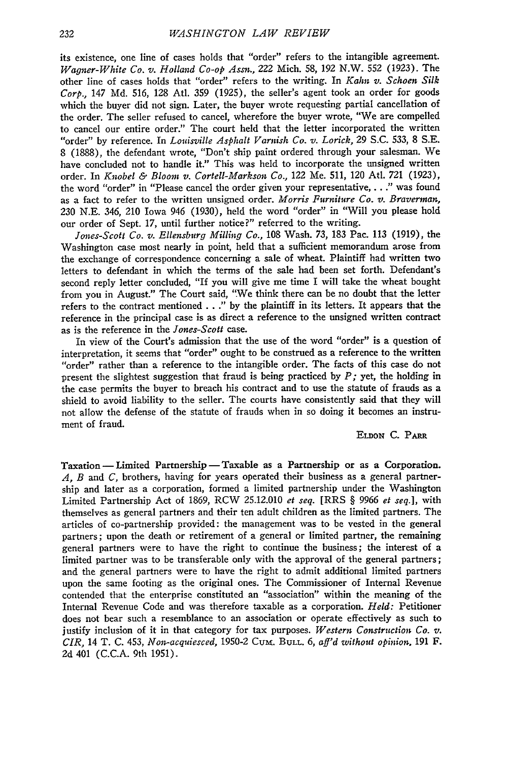its existence, one line of cases holds that "order" refers to the intangible agreement. *Wagner-White Co. v. Holland Co-op Assn.*, 222 Mich. 58, 192 N.W. 552 (1923). The other line of cases holds that "order" refers to the writing. In *Kahn v. Schoen Silk Corp.*, 147 Md. 516, 128 Atl. 359 (1925), the seller's agent took an order for goods which the buyer did not sign. Later, the buyer wrote requesting partial cancellation of the order. The seller refused to cancel, wherefore the buyer wrote, "We are compelled to cancel our entire order." The court held that the letter incorporated the written "order" by reference. In *Louisville Asphalt Varnish Co. v. Lorick*, 29 S.C. 533, 8 S.E. 8 (1888), the defendant wrote, "Don't ship paint ordered through your salesman. We have concluded not to handle it." This was held to incorporate the unsigned written order. In *Knobel & Bloom v. Cortell-Markson Co.*, 122 Me. 511, 120 Atl. 721 (1923), the word "order" in "Please cancel the order given your representative, . . ." was found as a fact to refer to the written unsigned order. *Morris Furniture Co. v. Braverman*, 230 N.E. 346, 210 Iowa 946 (1930), held the word "order" in "Will you please hold our order of Sept. 17, until further notice?" referred to the writing.

*Jones-Scott Co. v. Ellensburg Milling Co.*, 108 Wash. 73, 183 Pac. 113 (1919), the Washington case most nearly in point, held that a sufficient memorandum arose from the exchange of correspondence concerning a sale of wheat. Plaintiff had written two letters to defendant in which the terms of the sale had been set forth. Defendant's second reply letter concluded, "If you will give me time I will take the wheat bought from you in August." The Court said, "We think there can be no doubt that the letter refers to the contract mentioned . . ." by the plaintiff in its letters. It appears that the reference in the principal case is as direct a reference to the unsigned written contract as is the reference in the *Jones-Scott* case.

In view of the Court's admission that the use of the word "order" is a question of interpretation, it seems that "order" ought to be construed as a reference to the written "order" rather than a reference to the intangible order. The facts of this case do not present the slightest suggestion that fraud is being practiced by *P*; yet, the holding in the case permits the buyer to breach his contract and to use the statute of frauds as a shield to avoid liability to the seller. The courts have consistently said that they will not allow the defense of the statute of frauds when in so doing it becomes an instrument of fraud.

ELDON C. PARR

**Taxation — Limited Partnership — Taxable as a Partnership or as a Corporation.** *A*, *B* and *C*, brothers, having for years operated their business as a general partnership and later as a corporation, formed a limited partnership under the Washington Limited Partnership Act of 1869, RCW 25.12.010 *et seq.* [RRS § 9966 *et seq.*], with themselves as general partners and their ten adult children as the limited partners. The articles of co-partnership provided: the management was to be vested in the general partners; upon the death or retirement of a general or limited partner, the remaining general partners were to have the right to continue the business; the interest of a limited partner was to be transferable only with the approval of the general partners; and the general partners were to have the right to admit additional limited partners upon the same footing as the original ones. The Commissioner of Internal Revenue contended that the enterprise constituted an "association" within the meaning of the Internal Revenue Code and was therefore taxable as a corporation. *Held:* Petitioner does not bear such a resemblance to an association or operate effectively as such to justify inclusion of it in that category for tax purposes. *Western Construction Co. v. CIR*, 14 T. C. 453, *Non-acquiesced*, 1950-2 CUM. BULL. 6, *aff'd without opinion*, 191 F. 2d 401 (C.C.A. 9th 1951).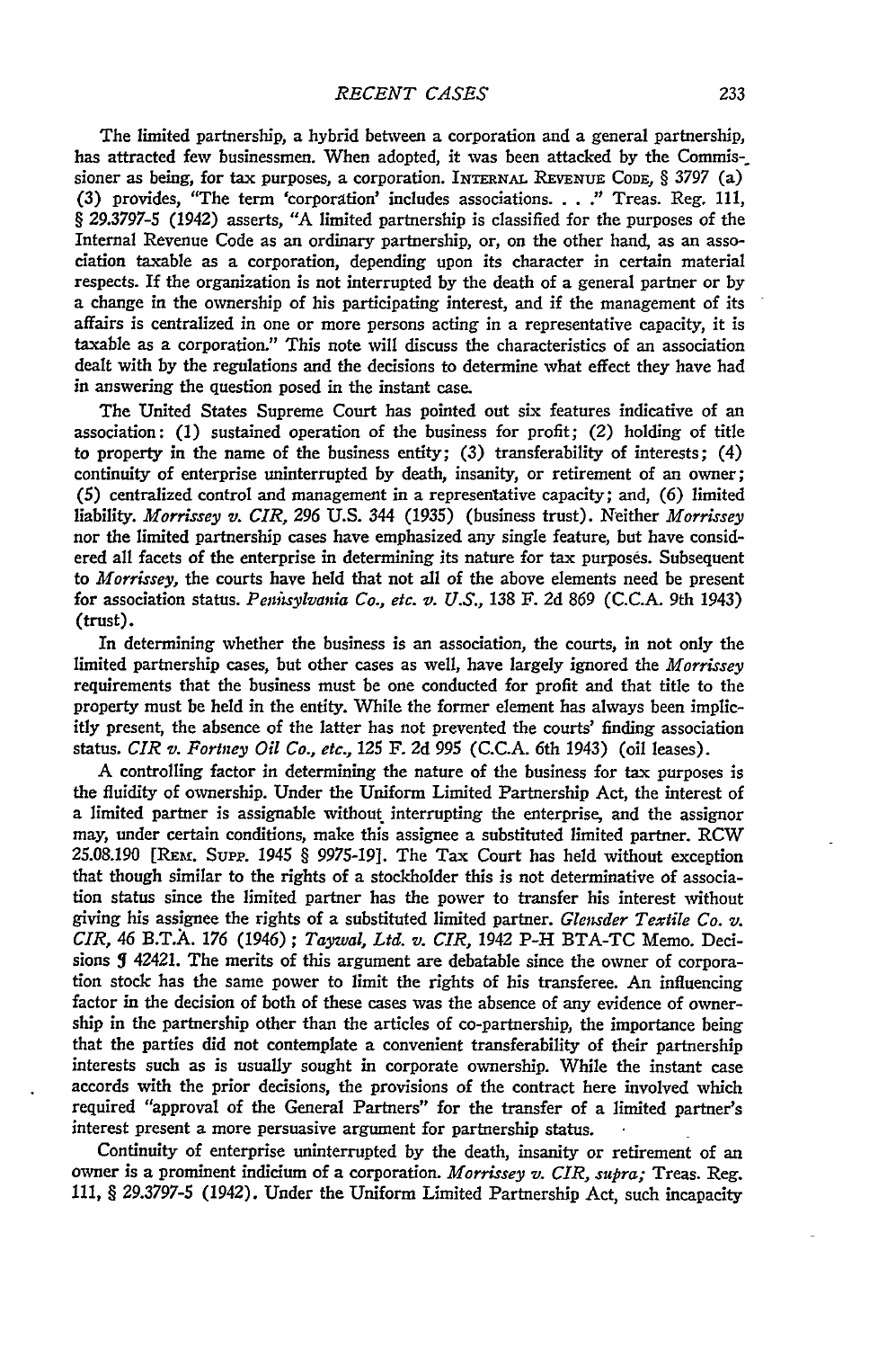The limited partnership, a hybrid between a corporation and a general partnership, has attracted few businessmen. When adopted, it was been attacked by the Commissioner as being, for tax purposes, a corporation. INTERNAL REVENUE CODE, § 3797 (a) (3) provides, "The term 'corporation' includes associations. . . ." Treas. Reg. 111, § 29.3797-5 (1942) asserts, "A limited partnership is classified for the purposes of the Internal Revenue Code as an ordinary partnership, or, on the other hand, as an association taxable as a corporation, depending upon its character in certain material respects. If the organization is not interrupted by the death of a general partner or by a change in the ownership of his participating interest, and if the management of its affairs is centralized in one or more persons acting in a representative capacity, it is taxable as a corporation." This note will discuss the characteristics of an association dealt with by the regulations and the decisions to determine what effect they have had in answering the question posed in the instant case.

The United States Supreme Court has pointed out six features indicative of an association: (1) sustained operation of the business for profit; (2) holding of title to property in the name of the business entity; (3) transferability of interests; (4) continuity of enterprise uninterrupted by death, insanity, or retirement of an owner; (5) centralized control and management in a representative capacity; and, (6) limited liability. *Morrissey v. CIR*, 296 U.S. 344 (1935) (business trust). Neither *Morrissey* nor the limited partnership cases have emphasized any single feature, but have considered all facets of the enterprise in determining its nature for tax purposes. Subsequent to *Morrissey*, the courts have held that not all of the above elements need be present for association status. *Pennsylvania Co., etc. v. U.S.*, 138 F. 2d 869 (C.C.A. 9th 1943) (trust).

In determining whether the business is an association, the courts, in not only the limited partnership cases, but other cases as well, have largely ignored the *Morrissey* requirements that the business must be one conducted for profit and that title to the property must be held in the entity. While the former element has always been implicitly present, the absence of the latter has not prevented the courts' finding association status. *CIR v. Fortney Oil Co., etc.*, 125 F. 2d 995 (C.C.A. 6th 1943) (oil leases).

A controlling factor in determining the nature of the business for tax purposes is the fluidity of ownership. Under the Uniform Limited Partnership Act, the interest of a limited partner is assignable without interrupting the enterprise, and the assignor may, under certain conditions, make this assignee a substituted limited partner. RCW 25.08.190 [REM. SUPP. 1945 § 9975-19]. The Tax Court has held without exception that though similar to the rights of a stockholder this is not determinative of association status since the limited partner has the power to transfer his interest without giving his assignee the rights of a substituted limited partner. *Glensder Textile Co. v. CIR*, 46 B.T.A. 176 (1946); *Taywal, Ltd. v. CIR*, 1942 P-H BTA-TC Memo. Decisions ¶ 42421. The merits of this argument are debatable since the owner of corporation stock has the same power to limit the rights of his transferee. An influencing factor in the decision of both of these cases was the absence of any evidence of ownership in the partnership other than the articles of co-partnership, the importance being that the parties did not contemplate a convenient transferability of their partnership interests such as is usually sought in corporate ownership. While the instant case accords with the prior decisions, the provisions of the contract here involved which required "approval of the General Partners" for the transfer of a limited partner's interest present a more persuasive argument for partnership status.

Continuity of enterprise uninterrupted by the death, insanity or retirement of an owner is a prominent indicium of a corporation. *Morrissey v. CIR, supra;* Treas. Reg. 111, § 29.3797-5 (1942). Under the Uniform Limited Partnership Act, such incapacity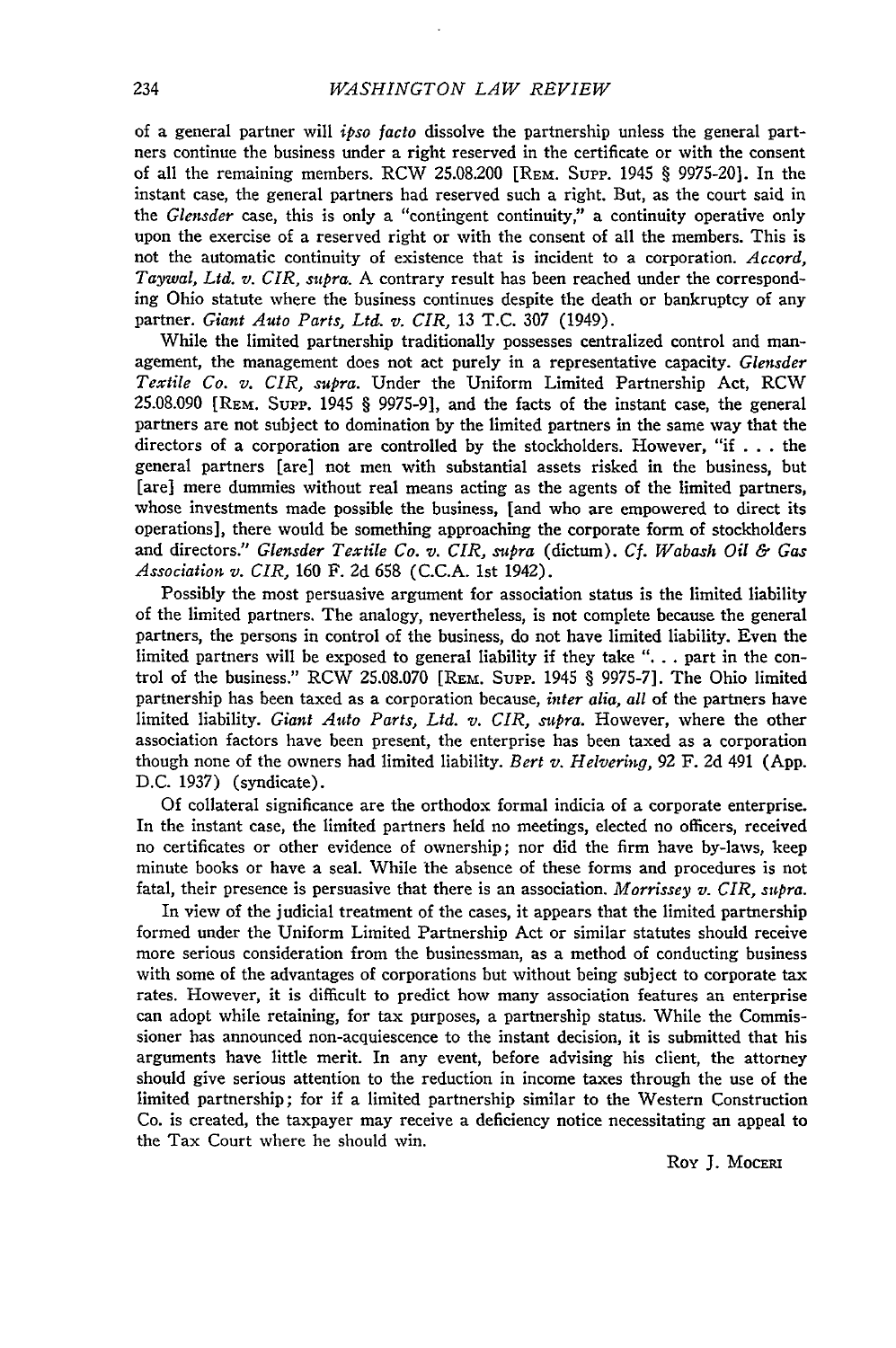of a general partner will *ipso facto* dissolve the partnership unless the general partners continue the business under a right reserved in the certificate or with the consent of all the remaining members. RCW 25.08.200 [REM. SUPP. 1945 § 9975-20]. In the instant case, the general partners had reserved such a right. But, as the court said in the *Glensder* case, this is only a "contingent continuity," a continuity operative only upon the exercise of a reserved right or with the consent of all the members. This is not the automatic continuity of existence that is incident to a corporation. *Accord, Taywal, Ltd. v. CIR, supra.* A contrary result has been reached under the corresponding Ohio statute where the business continues despite the death or bankruptcy of any partner. *Giant Auto Parts, Ltd. v. CIR*, 13 T.C. 307 (1949).

While the limited partnership traditionally possesses centralized control and management, the management does not act purely in a representative capacity. *Glensder Textile Co. v. CIR, supra.* Under the Uniform Limited Partnership Act, RCW 25.08.090 [REM. SUPP. 1945 § 9975-9], and the facts of the instant case, the general partners are not subject to domination by the limited partners in the same way that the directors of a corporation are controlled by the stockholders. However, "if . . . the general partners [are] not men with substantial assets risked in the business, but [are] mere dummies without real means acting as the agents of the limited partners, whose investments made possible the business, [and who are empowered to direct its operations], there would be something approaching the corporate form of stockholders and directors." *Glensder Textile Co. v. CIR, supra* (dictum). *Cf. Wabash Oil & Gas Association v. CIR*, 160 F. 2d 658 (C.C.A. 1st 1942).

Possibly the most persuasive argument for association status is the limited liability of the limited partners. The analogy, nevertheless, is not complete because the general partners, the persons in control of the business, do not have limited liability. Even the limited partners will be exposed to general liability if they take ". . . part in the control of the business." RCW 25.08.070 [REM. SUPP. 1945 § 9975-7]. The Ohio limited partnership has been taxed as a corporation because, *inter alia*, *all* of the partners have limited liability. *Giant Auto Parts, Ltd. v. CIR, supra.* However, where the other association factors have been present, the enterprise has been taxed as a corporation though none of the owners had limited liability. *Bert v. Helvering*, 92 F. 2d 491 (App. D.C. 1937) (syndicate).

Of collateral significance are the orthodox formal indicia of a corporate enterprise. In the instant case, the limited partners held no meetings, elected no officers, received no certificates or other evidence of ownership; nor did the firm have by-laws, keep minute books or have a seal. While the absence of these forms and procedures is not fatal, their presence is persuasive that there is an association. *Morrissey v. CIR, supra.*

In view of the judicial treatment of the cases, it appears that the limited partnership formed under the Uniform Limited Partnership Act or similar statutes should receive more serious consideration from the businessman, as a method of conducting business with some of the advantages of corporations but without being subject to corporate tax rates. However, it is difficult to predict how many association features an enterprise can adopt while retaining, for tax purposes, a partnership status. While the Commissioner has announced non-acquiescence to the instant decision, it is submitted that his arguments have little merit. In any event, before advising his client, the attorney should give serious attention to the reduction in income taxes through the use of the limited partnership; for if a limited partnership similar to the Western Construction Co. is created, the taxpayer may receive a deficiency notice necessitating an appeal to the Tax Court where he should win.

ROY J. MOCERI